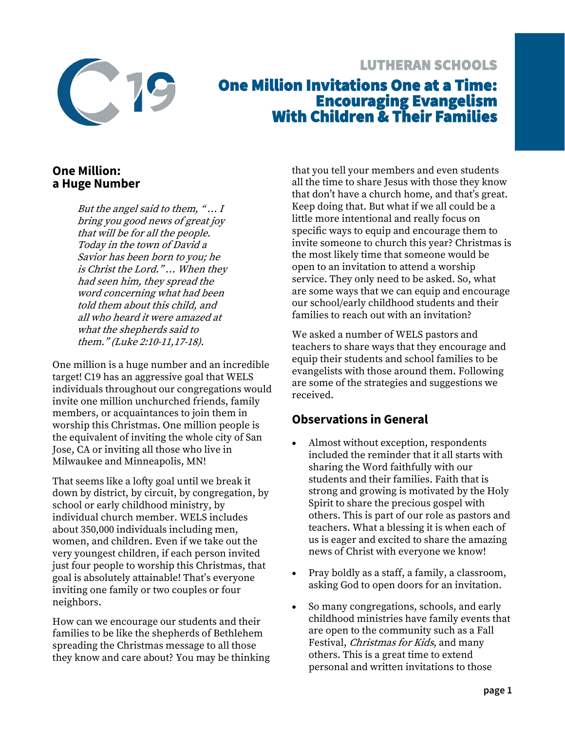LUTHERAN SCHOOLS

# One Million Invitations One at a Time: Encouraging Evangelism With Children & Their Families

## One Million: a Huge Number

> *But the angel said to them, "... I bring you good news of great joy that will be for all the people. Today in the town of David a Savior has been born to you; he is Christ the Lord." ... When they had seen him, they spread the word concerning what had been told them about this child, and all who heard it were amazed at what the shepherds said to them." (Luke 2:10-11,17-18).*

One million is a huge number and an incredible target! C19 has an aggressive goal that WELS individuals throughout our congregations would invite one million unchurched friends, family members, or acquaintances to join them in worship this Christmas. One million people is the equivalent of inviting the whole city of San Jose, CA or inviting all those who live in Milwaukee and Minneapolis, MN!

That seems like a lofty goal until we break it down by district, by circuit, by congregation, by school or early childhood ministry, by individual church member. WELS includes about 350,000 individuals including men, women, and children. Even if we take out the very youngest children, if each person invited just four people to worship this Christmas, that goal is absolutely attainable! That's everyone inviting one family or two couples or four neighbors.

How can we encourage our students and their families to be like the shepherds of Bethlehem spreading the Christmas message to all those they know and care about? You may be thinking that you tell your members and even students all the time to share Jesus with those they know that don't have a church home, and that's great. Keep doing that. But what if we all could be a little more intentional and really focus on specific ways to equip and encourage them to invite someone to church this year? Christmas is the most likely time that someone would be open to an invitation to attend a worship service. They only need to be asked. So, what are some ways that we can equip and encourage our school/early childhood students and their families to reach out with an invitation?

We asked a number of WELS pastors and teachers to share ways that they encourage and equip their students and school families to be evangelists with those around them. Following are some of the strategies and suggestions we received.

## Observations in General

- Almost without exception, respondents included the reminder that it all starts with sharing the Word faithfully with our students and their families. Faith that is strong and growing is motivated by the Holy Spirit to share the precious gospel with others. This is part of our role as pastors and teachers. What a blessing it is when each of us is eager and excited to share the amazing news of Christ with everyone we know!
- Pray boldly as a staff, a family, a classroom, asking God to open doors for an invitation.
- So many congregations, schools, and early childhood ministries have family events that are open to the community such as a Fall Festival, *Christmas for Kids*, and many others. This is a great time to extend personal and written invitations to those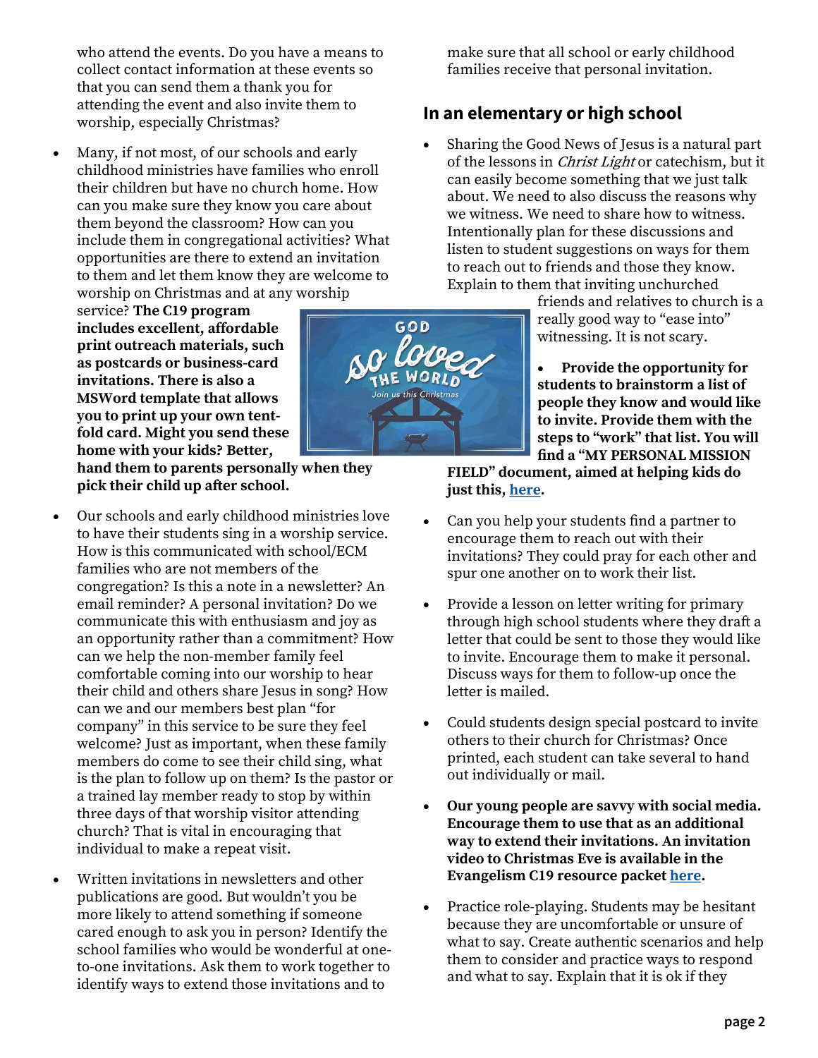who attend the events. Do you have a means to collect contact information at these events so that you can send them a thank you for attending the event and also invite them to worship, especially Christmas?

- Many, if not most, of our schools and early childhood ministries have families who enroll their children but have no church home. How can you make sure they know you care about them beyond the classroom? How can you include them in congregational activities? What opportunities are there to extend an invitation to them and let them know they are welcome to worship on Christmas and at any worship service? **The C19 program includes excellent, affordable print outreach materials, such as postcards or business-card invitations. There is also a MSWord template that allows you to print up your own tent-fold card. Might you send these home with your kids? Better, hand them to parents personally when they pick their child up after school.**

- Our schools and early childhood ministries love to have their students sing in a worship service. How is this communicated with school/ECM families who are not members of the congregation? Is this a note in a newsletter? An email reminder? A personal invitation? Do we communicate this with enthusiasm and joy as an opportunity rather than a commitment? How can we help the non-member family feel comfortable coming into our worship to hear their child and others share Jesus in song? How can we and our members best plan "for company" in this service to be sure they feel welcome? Just as important, when these family members do come to see their child sing, what is the plan to follow up on them? Is the pastor or a trained lay member ready to stop by within three days of that worship visitor attending church? That is vital in encouraging that individual to make a repeat visit.

- Written invitations in newsletters and other publications are good. But wouldn't you be more likely to attend something if someone cared enough to ask you in person? Identify the school families who would be wonderful at one-to-one invitations. Ask them to work together to identify ways to extend those invitations and to make sure that all school or early childhood families receive that personal invitation.

## In an elementary or high school

- Sharing the Good News of Jesus is a natural part of the lessons in *Christ Light* or catechism, but it can easily become something that we just talk about. We need to also discuss the reasons why we witness. We need to share how to witness. Intentionally plan for these discussions and listen to student suggestions on ways for them to reach out to friends and those they know. Explain to them that inviting unchurched friends and relatives to church is a really good way to "ease into" witnessing. It is not scary.

- **Provide the opportunity for students to brainstorm a list of people they know and would like to invite. Provide them with the steps to "work" that list. You will find a "MY PERSONAL MISSION FIELD" document, aimed at helping kids do just this, [here](#).**

- Can you help your students find a partner to encourage them to reach out with their invitations? They could pray for each other and spur one another on to work their list.

- Provide a lesson on letter writing for primary through high school students where they draft a letter that could be sent to those they would like to invite. Encourage them to make it personal. Discuss ways for them to follow-up once the letter is mailed.

- Could students design special postcard to invite others to their church for Christmas? Once printed, each student can take several to hand out individually or mail.

- **Our young people are savvy with social media. Encourage them to use that as an additional way to extend their invitations. An invitation video to Christmas Eve is available in the Evangelism C19 resource packet [here](#).**

- Practice role-playing. Students may be hesitant because they are uncomfortable or unsure of what to say. Create authentic scenarios and help them to consider and practice ways to respond and what to say. Explain that it is ok if they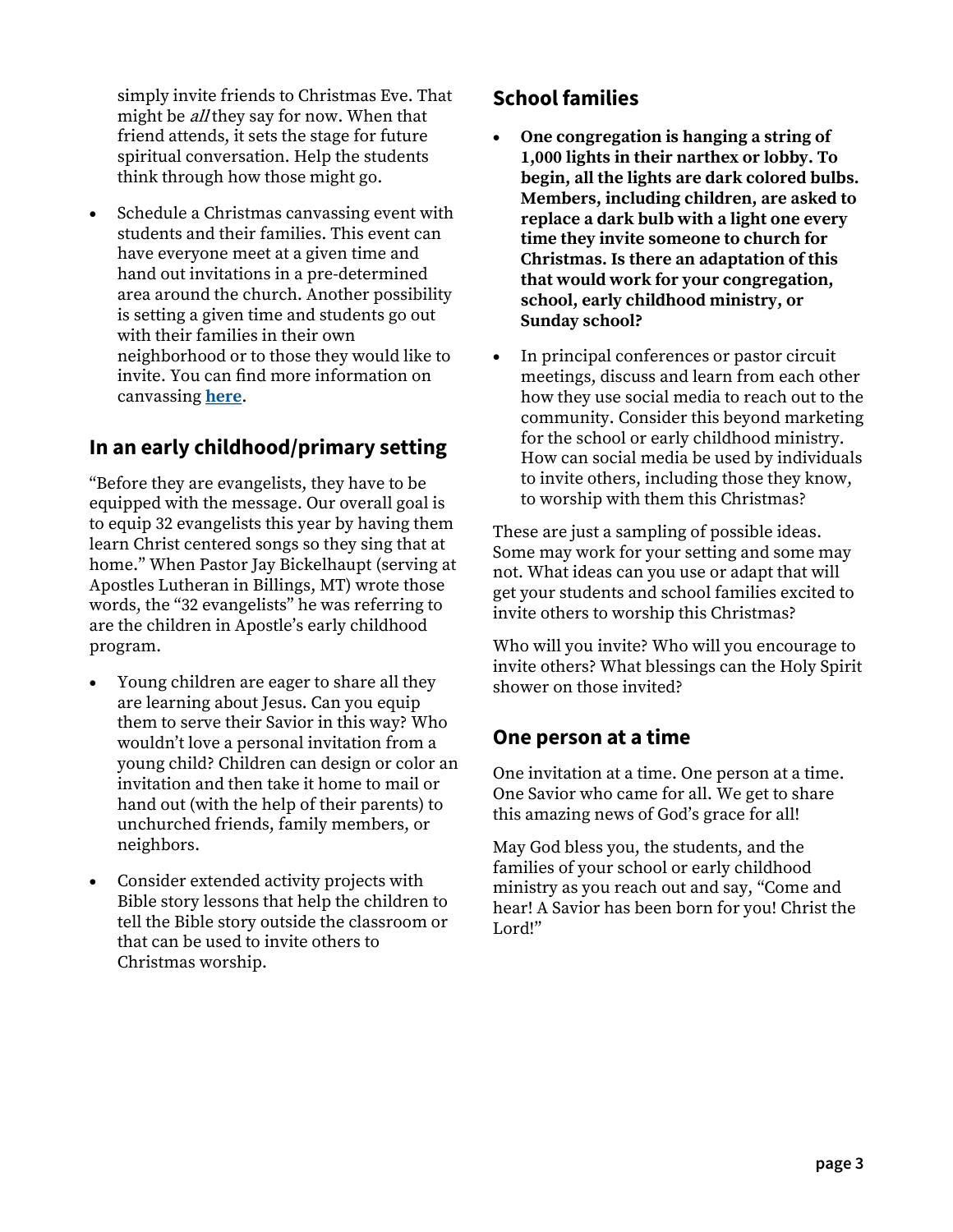simply invite friends to Christmas Eve. That might be *all* they say for now. When that friend attends, it sets the stage for future spiritual conversation. Help the students think through how those might go.

- Schedule a Christmas canvassing event with students and their families. This event can have everyone meet at a given time and hand out invitations in a pre-determined area around the church. Another possibility is setting a given time and students go out with their families in their own neighborhood or to those they would like to invite. You can find more information on canvassing **here**.

## In an early childhood/primary setting

"Before they are evangelists, they have to be equipped with the message. Our overall goal is to equip 32 evangelists this year by having them learn Christ centered songs so they sing that at home." When Pastor Jay Bickelhaupt (serving at Apostles Lutheran in Billings, MT) wrote those words, the "32 evangelists" he was referring to are the children in Apostle's early childhood program.

- Young children are eager to share all they are learning about Jesus. Can you equip them to serve their Savior in this way? Who wouldn't love a personal invitation from a young child? Children can design or color an invitation and then take it home to mail or hand out (with the help of their parents) to unchurched friends, family members, or neighbors.
- Consider extended activity projects with Bible story lessons that help the children to tell the Bible story outside the classroom or that can be used to invite others to Christmas worship.

## School families

- **One congregation is hanging a string of 1,000 lights in their narthex or lobby. To begin, all the lights are dark colored bulbs. Members, including children, are asked to replace a dark bulb with a light one every time they invite someone to church for Christmas. Is there an adaptation of this that would work for your congregation, school, early childhood ministry, or Sunday school?**
- In principal conferences or pastor circuit meetings, discuss and learn from each other how they use social media to reach out to the community. Consider this beyond marketing for the school or early childhood ministry. How can social media be used by individuals to invite others, including those they know, to worship with them this Christmas?

These are just a sampling of possible ideas. Some may work for your setting and some may not. What ideas can you use or adapt that will get your students and school families excited to invite others to worship this Christmas?

Who will you invite? Who will you encourage to invite others? What blessings can the Holy Spirit shower on those invited?

## One person at a time

One invitation at a time. One person at a time. One Savior who came for all. We get to share this amazing news of God's grace for all!

May God bless you, the students, and the families of your school or early childhood ministry as you reach out and say, "Come and hear! A Savior has been born for you! Christ the Lord!"